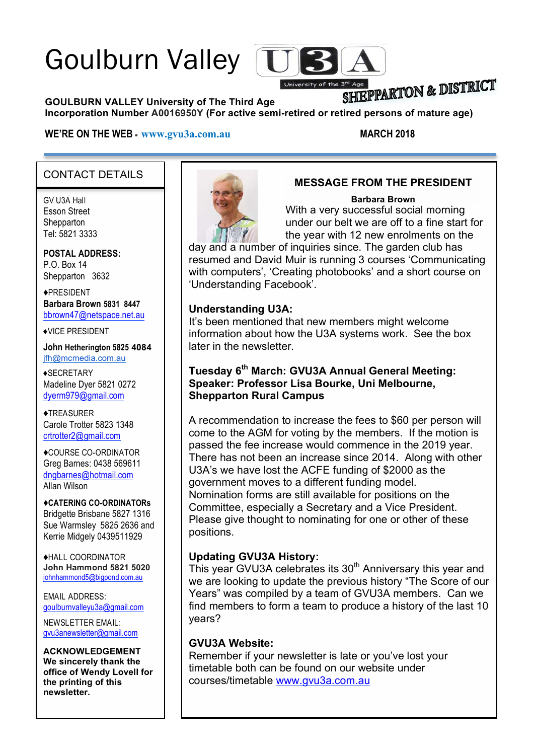# Goulburn Valley U3A

University of the 3rd Age

SHEPPARTON & DISTRICT

**GOULBURN VALLEY University of The Third Age**
**Incorporation Number A0016950Y (For active semi-retired or retired persons of mature age)**

**WE'RE ON THE WEB - www.gvu3a.com.au** **MARCH 2018**

## CONTACT DETAILS

GV U3A Hall
Esson Street
Shepparton
Tel: 5821 3333

**POSTAL ADDRESS:**
P.O. Box 14
Shepparton 3632

♦PRESIDENT
**Barbara Brown 5831 8447**
bbrown47@netspace.net.au

♦VICE PRESIDENT
**John Hetherington 5825 4084**
jfh@mcmedia.com.au

♦SECRETARY
Madeline Dyer 5821 0272
dyerm979@gmail.com

♦TREASURER
Carole Trotter 5823 1348
crtrotter2@gmail.com

♦COURSE CO-ORDINATOR
Greg Barnes: 0438 569611
dngbarnes@hotmail.com
Allan Wilson

**♦CATERING CO-ORDINATORs**
Bridgette Brisbane 5827 1316
Sue Warmsley 5825 2636 and
Kerrie Midgely 0439511929

♦HALL COORDINATOR
**John Hammond 5821 5020**
johnhammond5@bigpond.com.au

EMAIL ADDRESS:
goulburnvalleyu3a@gmail.com

NEWSLETTER EMAIL:
gvu3anewsletter@gmail.com

**ACKNOWLEDGEMENT**
**We sincerely thank the office of Wendy Lovell for the printing of this newsletter.**

## MESSAGE FROM THE PRESIDENT

**Barbara Brown**

With a very successful social morning under our belt we are off to a fine start for the year with 12 new enrolments on the day and a number of inquiries since. The garden club has resumed and David Muir is running 3 courses 'Communicating with computers', 'Creating photobooks' and a short course on 'Understanding Facebook'.

### Understanding U3A:

It's been mentioned that new members might welcome information about how the U3A systems work. See the box later in the newsletter.

### Tuesday 6th March: GVU3A Annual General Meeting: Speaker: Professor Lisa Bourke, Uni Melbourne, Shepparton Rural Campus

A recommendation to increase the fees to $60 per person will come to the AGM for voting by the members. If the motion is passed the fee increase would commence in the 2019 year. There has not been an increase since 2014. Along with other U3A's we have lost the ACFE funding of $2000 as the government moves to a different funding model.
Nomination forms are still available for positions on the Committee, especially a Secretary and a Vice President. Please give thought to nominating for one or other of these positions.

### Updating GVU3A History:

This year GVU3A celebrates its 30th Anniversary this year and we are looking to update the previous history "The Score of our Years" was compiled by a team of GVU3A members. Can we find members to form a team to produce a history of the last 10 years?

### GVU3A Website:

Remember if your newsletter is late or you've lost your timetable both can be found on our website under courses/timetable www.gvu3a.com.au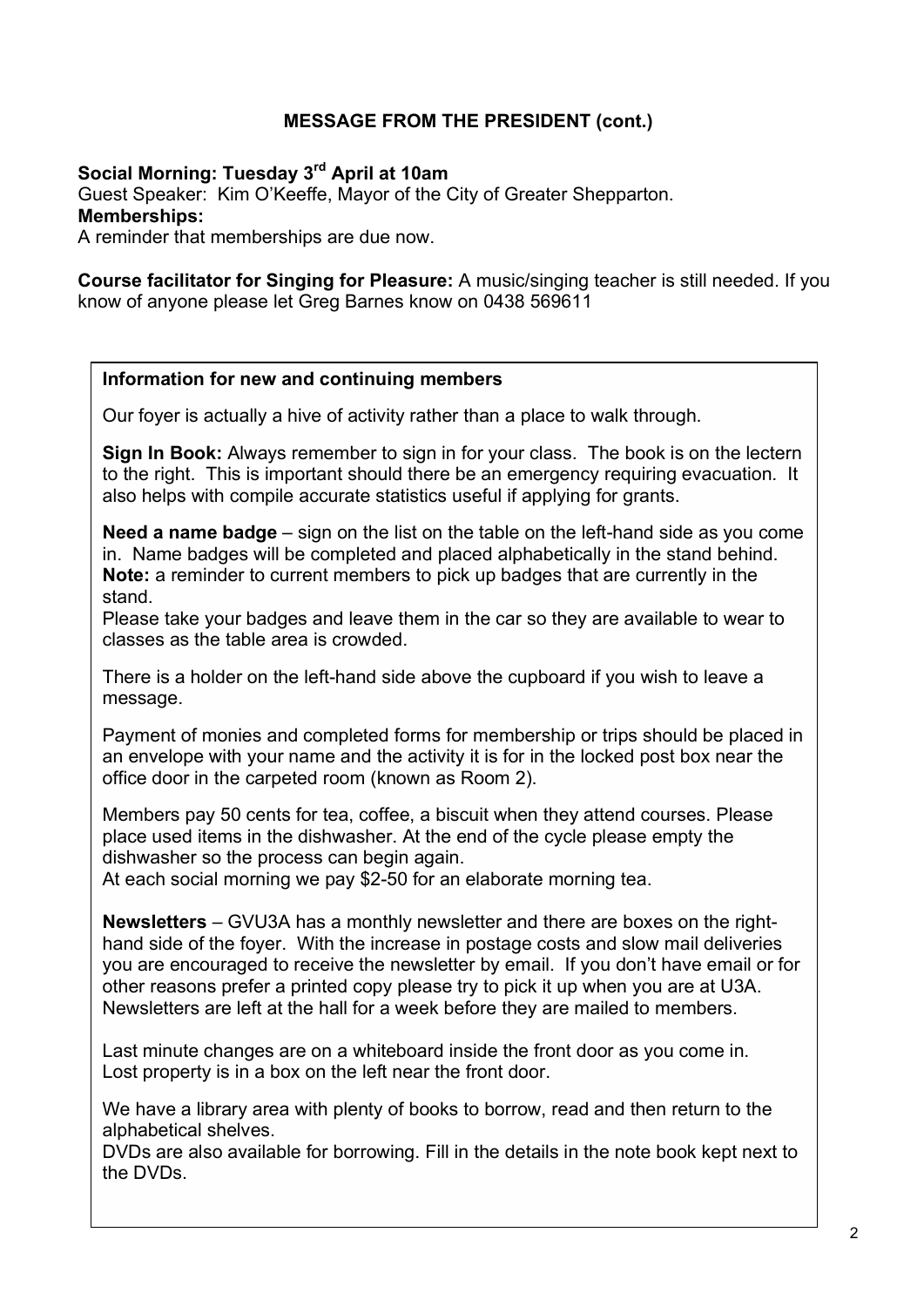## MESSAGE FROM THE PRESIDENT (cont.)

**Social Morning: Tuesday 3rd April at 10am**

Guest Speaker: Kim O'Keeffe, Mayor of the City of Greater Shepparton.

**Memberships:**

A reminder that memberships are due now.

**Course facilitator for Singing for Pleasure:** A music/singing teacher is still needed. If you know of anyone please let Greg Barnes know on 0438 569611

### Information for new and continuing members

Our foyer is actually a hive of activity rather than a place to walk through.

**Sign In Book:** Always remember to sign in for your class. The book is on the lectern to the right. This is important should there be an emergency requiring evacuation. It also helps with compile accurate statistics useful if applying for grants.

**Need a name badge** – sign on the list on the table on the left-hand side as you come in. Name badges will be completed and placed alphabetically in the stand behind.
**Note:** a reminder to current members to pick up badges that are currently in the stand.
Please take your badges and leave them in the car so they are available to wear to classes as the table area is crowded.

There is a holder on the left-hand side above the cupboard if you wish to leave a message.

Payment of monies and completed forms for membership or trips should be placed in an envelope with your name and the activity it is for in the locked post box near the office door in the carpeted room (known as Room 2).

Members pay 50 cents for tea, coffee, a biscuit when they attend courses. Please place used items in the dishwasher. At the end of the cycle please empty the dishwasher so the process can begin again.
At each social morning we pay $2-50 for an elaborate morning tea.

**Newsletters** – GVU3A has a monthly newsletter and there are boxes on the right-hand side of the foyer. With the increase in postage costs and slow mail deliveries you are encouraged to receive the newsletter by email. If you don't have email or for other reasons prefer a printed copy please try to pick it up when you are at U3A. Newsletters are left at the hall for a week before they are mailed to members.

Last minute changes are on a whiteboard inside the front door as you come in.
Lost property is in a box on the left near the front door.

We have a library area with plenty of books to borrow, read and then return to the alphabetical shelves.
DVDs are also available for borrowing. Fill in the details in the note book kept next to the DVDs.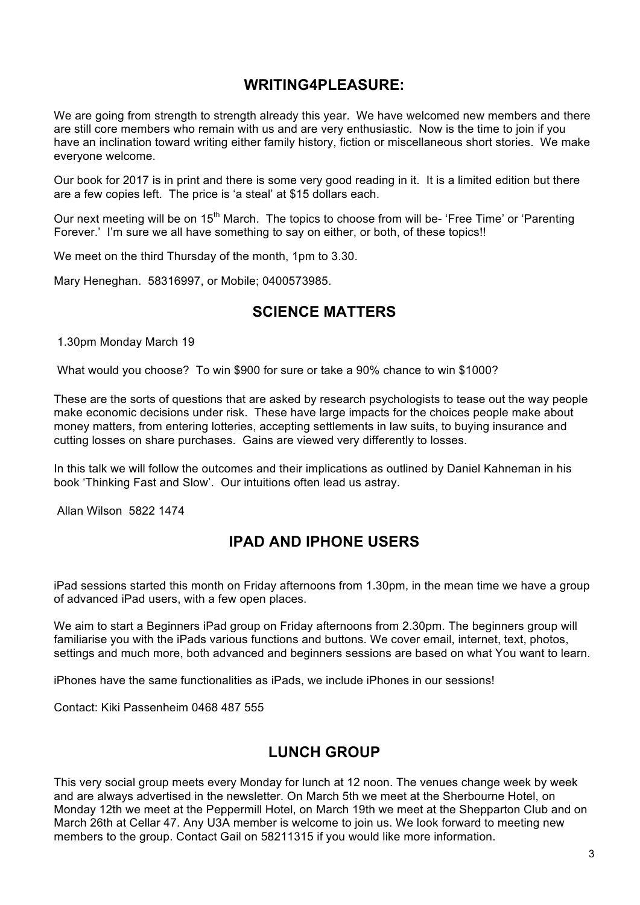## WRITING4PLEASURE:

We are going from strength to strength already this year. We have welcomed new members and there are still core members who remain with us and are very enthusiastic. Now is the time to join if you have an inclination toward writing either family history, fiction or miscellaneous short stories. We make everyone welcome.

Our book for 2017 is in print and there is some very good reading in it. It is a limited edition but there are a few copies left. The price is 'a steal' at $15 dollars each.

Our next meeting will be on 15th March. The topics to choose from will be- 'Free Time' or 'Parenting Forever.' I'm sure we all have something to say on either, or both, of these topics!!

We meet on the third Thursday of the month, 1pm to 3.30.

Mary Heneghan. 58316997, or Mobile; 0400573985.

## SCIENCE MATTERS

1.30pm Monday March 19

What would you choose? To win $900 for sure or take a 90% chance to win $1000?

These are the sorts of questions that are asked by research psychologists to tease out the way people make economic decisions under risk. These have large impacts for the choices people make about money matters, from entering lotteries, accepting settlements in law suits, to buying insurance and cutting losses on share purchases. Gains are viewed very differently to losses.

In this talk we will follow the outcomes and their implications as outlined by Daniel Kahneman in his book 'Thinking Fast and Slow'. Our intuitions often lead us astray.

Allan Wilson 5822 1474

## IPAD AND IPHONE USERS

iPad sessions started this month on Friday afternoons from 1.30pm, in the mean time we have a group of advanced iPad users, with a few open places.

We aim to start a Beginners iPad group on Friday afternoons from 2.30pm. The beginners group will familiarise you with the iPads various functions and buttons. We cover email, internet, text, photos, settings and much more, both advanced and beginners sessions are based on what You want to learn.

iPhones have the same functionalities as iPads, we include iPhones in our sessions!

Contact: Kiki Passenheim 0468 487 555

## LUNCH GROUP

This very social group meets every Monday for lunch at 12 noon. The venues change week by week and are always advertised in the newsletter. On March 5th we meet at the Sherbourne Hotel, on Monday 12th we meet at the Peppermill Hotel, on March 19th we meet at the Shepparton Club and on March 26th at Cellar 47. Any U3A member is welcome to join us. We look forward to meeting new members to the group. Contact Gail on 58211315 if you would like more information.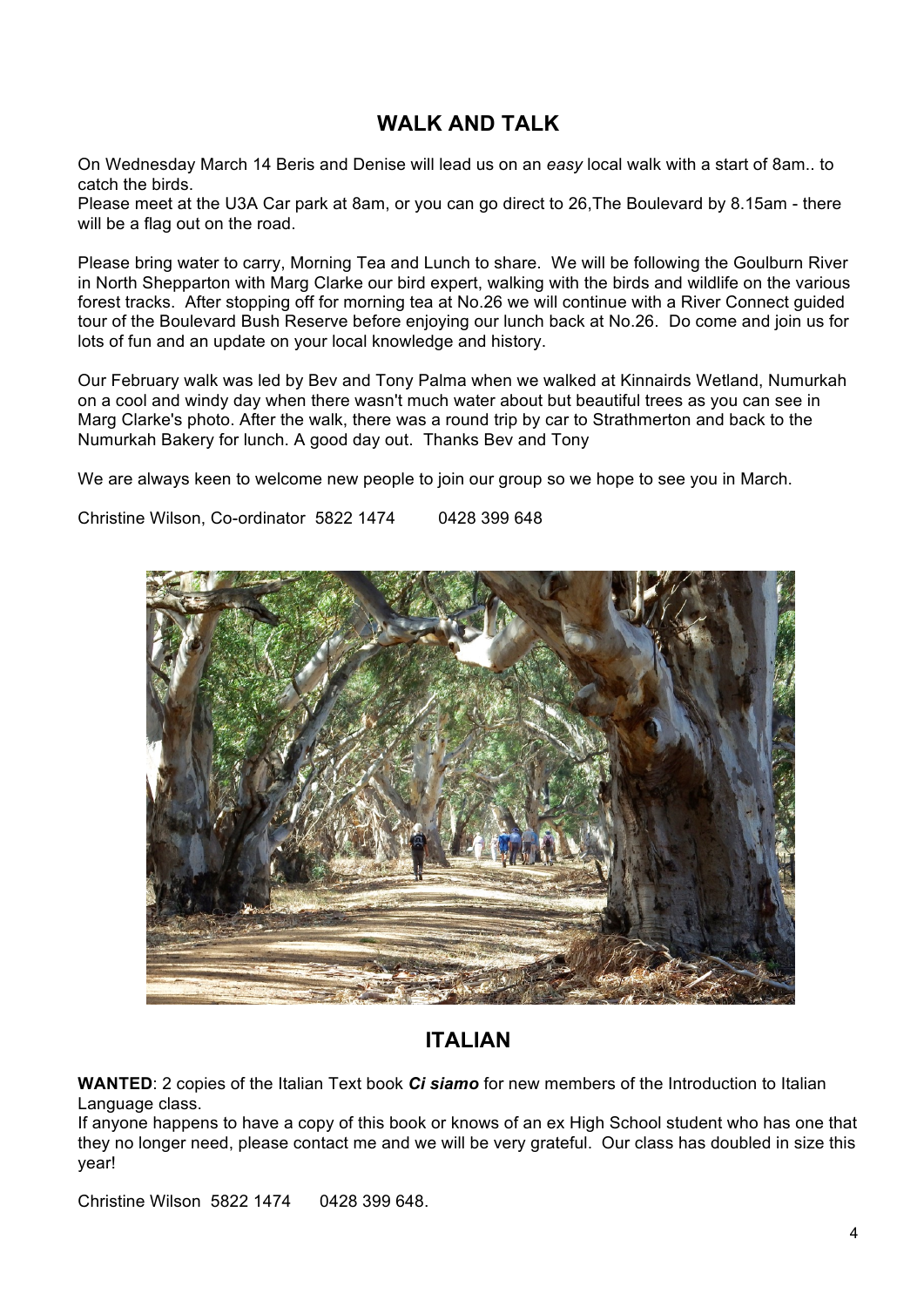## WALK AND TALK

On Wednesday March 14 Beris and Denise will lead us on an *easy* local walk with a start of 8am.. to catch the birds.
Please meet at the U3A Car park at 8am, or you can go direct to 26,The Boulevard by 8.15am - there will be a flag out on the road.

Please bring water to carry, Morning Tea and Lunch to share. We will be following the Goulburn River in North Shepparton with Marg Clarke our bird expert, walking with the birds and wildlife on the various forest tracks. After stopping off for morning tea at No.26 we will continue with a River Connect guided tour of the Boulevard Bush Reserve before enjoying our lunch back at No.26. Do come and join us for lots of fun and an update on your local knowledge and history.

Our February walk was led by Bev and Tony Palma when we walked at Kinnairds Wetland, Numurkah on a cool and windy day when there wasn't much water about but beautiful trees as you can see in Marg Clarke's photo. After the walk, there was a round trip by car to Strathmerton and back to the Numurkah Bakery for lunch. A good day out. Thanks Bev and Tony

We are always keen to welcome new people to join our group so we hope to see you in March.

Christine Wilson, Co-ordinator 5822 1474 0428 399 648

## ITALIAN

**WANTED**: 2 copies of the Italian Text book ***Ci siamo*** for new members of the Introduction to Italian Language class.
If anyone happens to have a copy of this book or knows of an ex High School student who has one that they no longer need, please contact me and we will be very grateful. Our class has doubled in size this year!

Christine Wilson 5822 1474 0428 399 648.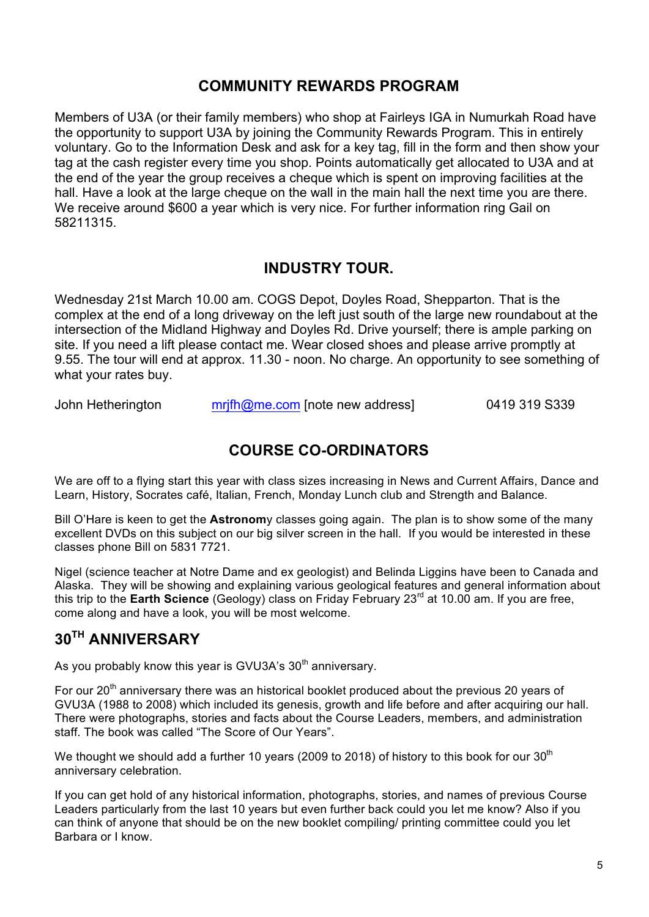## COMMUNITY REWARDS PROGRAM

Members of U3A (or their family members) who shop at Fairleys IGA in Numurkah Road have the opportunity to support U3A by joining the Community Rewards Program. This in entirely voluntary. Go to the Information Desk and ask for a key tag, fill in the form and then show your tag at the cash register every time you shop. Points automatically get allocated to U3A and at the end of the year the group receives a cheque which is spent on improving facilities at the hall. Have a look at the large cheque on the wall in the main hall the next time you are there. We receive around $600 a year which is very nice. For further information ring Gail on 58211315.

## INDUSTRY TOUR.

Wednesday 21st March 10.00 am. COGS Depot, Doyles Road, Shepparton. That is the complex at the end of a long driveway on the left just south of the large new roundabout at the intersection of the Midland Highway and Doyles Rd. Drive yourself; there is ample parking on site. If you need a lift please contact me. Wear closed shoes and please arrive promptly at 9.55. The tour will end at approx. 11.30 - noon. No charge. An opportunity to see something of what your rates buy.

John Hetherington    mrjfh@me.com [note new address]    0419 319 S339

## COURSE CO-ORDINATORS

We are off to a flying start this year with class sizes increasing in News and Current Affairs, Dance and Learn, History, Socrates café, Italian, French, Monday Lunch club and Strength and Balance.

Bill O'Hare is keen to get the **Astronom**y classes going again. The plan is to show some of the many excellent DVDs on this subject on our big silver screen in the hall. If you would be interested in these classes phone Bill on 5831 7721.

Nigel (science teacher at Notre Dame and ex geologist) and Belinda Liggins have been to Canada and Alaska. They will be showing and explaining various geological features and general information about this trip to the **Earth Science** (Geology) class on Friday February 23rd at 10.00 am. If you are free, come along and have a look, you will be most welcome.

## 30TH ANNIVERSARY

As you probably know this year is GVU3A's 30th anniversary.

For our 20th anniversary there was an historical booklet produced about the previous 20 years of GVU3A (1988 to 2008) which included its genesis, growth and life before and after acquiring our hall. There were photographs, stories and facts about the Course Leaders, members, and administration staff. The book was called "The Score of Our Years".

We thought we should add a further 10 years (2009 to 2018) of history to this book for our 30th anniversary celebration.

If you can get hold of any historical information, photographs, stories, and names of previous Course Leaders particularly from the last 10 years but even further back could you let me know? Also if you can think of anyone that should be on the new booklet compiling/ printing committee could you let Barbara or I know.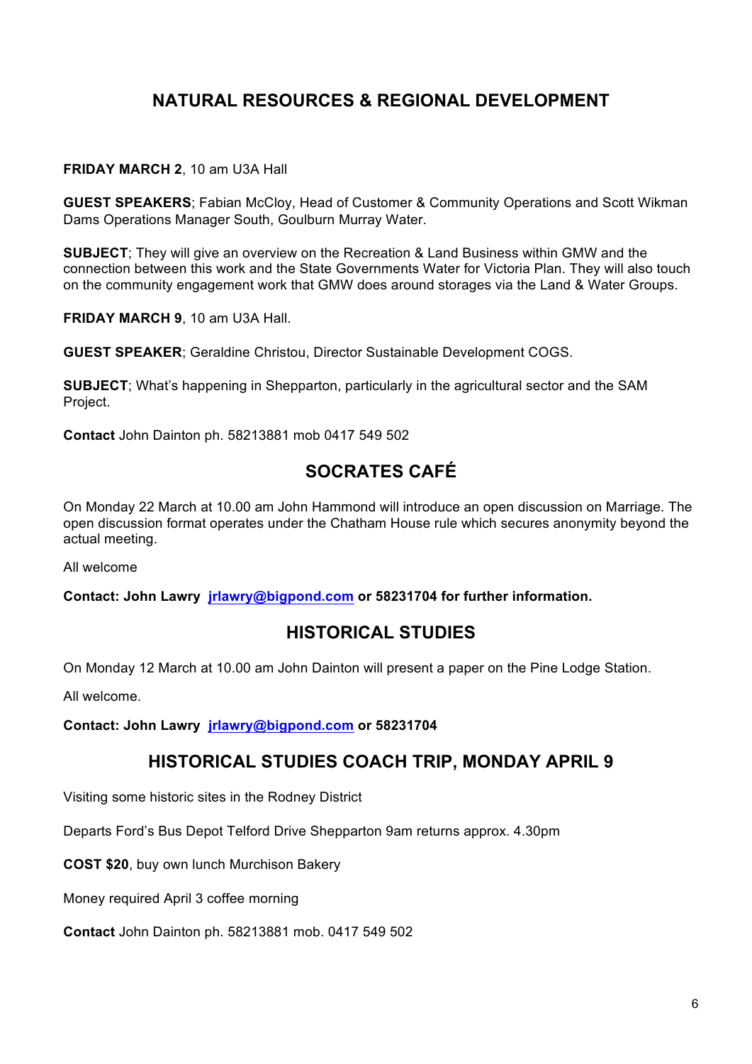## NATURAL RESOURCES & REGIONAL DEVELOPMENT

**FRIDAY MARCH 2**, 10 am U3A Hall

**GUEST SPEAKERS**; Fabian McCloy, Head of Customer & Community Operations and Scott Wikman Dams Operations Manager South, Goulburn Murray Water.

**SUBJECT**; They will give an overview on the Recreation & Land Business within GMW and the connection between this work and the State Governments Water for Victoria Plan. They will also touch on the community engagement work that GMW does around storages via the Land & Water Groups.

**FRIDAY MARCH 9**, 10 am U3A Hall.

**GUEST SPEAKER**; Geraldine Christou, Director Sustainable Development COGS.

**SUBJECT**; What's happening in Shepparton, particularly in the agricultural sector and the SAM Project.

**Contact** John Dainton ph. 58213881 mob 0417 549 502

## SOCRATES CAFÉ

On Monday 22 March at 10.00 am John Hammond will introduce an open discussion on Marriage. The open discussion format operates under the Chatham House rule which secures anonymity beyond the actual meeting.

All welcome

**Contact: John Lawry jrlawry@bigpond.com or 58231704 for further information.**

## HISTORICAL STUDIES

On Monday 12 March at 10.00 am John Dainton will present a paper on the Pine Lodge Station.

All welcome.

**Contact: John Lawry jrlawry@bigpond.com or 58231704**

## HISTORICAL STUDIES COACH TRIP, MONDAY APRIL 9

Visiting some historic sites in the Rodney District

Departs Ford's Bus Depot Telford Drive Shepparton 9am returns approx. 4.30pm

**COST $20**, buy own lunch Murchison Bakery

Money required April 3 coffee morning

**Contact** John Dainton ph. 58213881 mob. 0417 549 502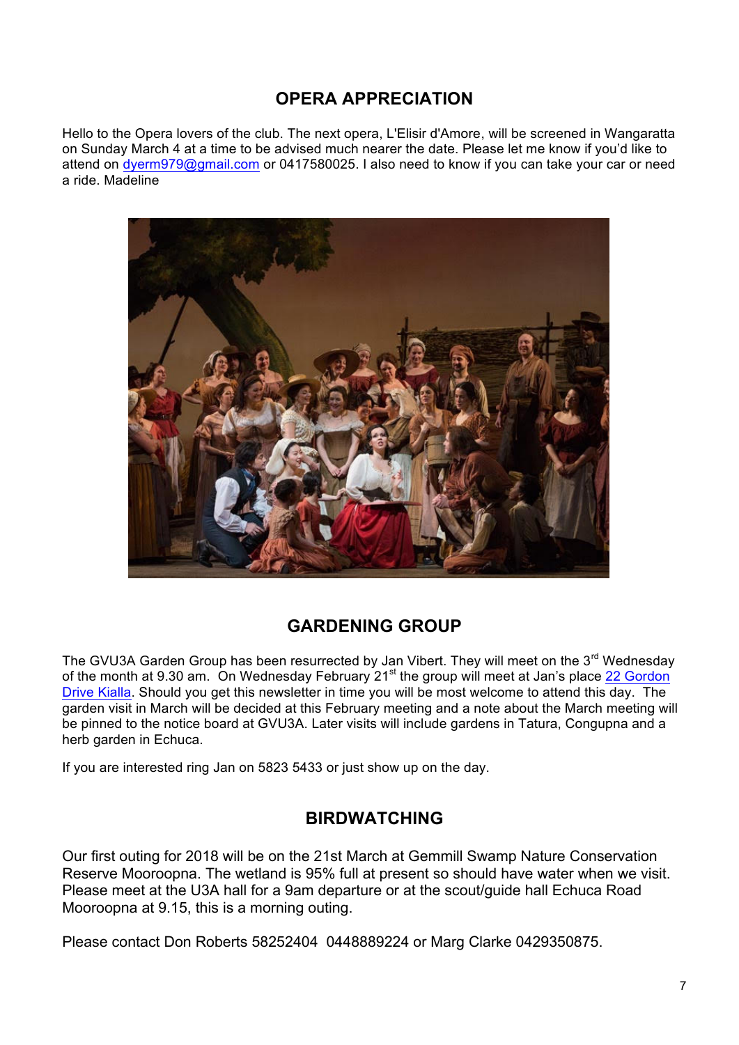## OPERA APPRECIATION

Hello to the Opera lovers of the club. The next opera, L'Elisir d'Amore, will be screened in Wangaratta on Sunday March 4 at a time to be advised much nearer the date. Please let me know if you'd like to attend on dyerm979@gmail.com or 0417580025. I also need to know if you can take your car or need a ride. Madeline

## GARDENING GROUP

The GVU3A Garden Group has been resurrected by Jan Vibert. They will meet on the 3rd Wednesday of the month at 9.30 am. On Wednesday February 21st the group will meet at Jan's place 22 Gordon Drive Kialla. Should you get this newsletter in time you will be most welcome to attend this day. The garden visit in March will be decided at this February meeting and a note about the March meeting will be pinned to the notice board at GVU3A. Later visits will include gardens in Tatura, Congupna and a herb garden in Echuca.

If you are interested ring Jan on 5823 5433 or just show up on the day.

## BIRDWATCHING

Our first outing for 2018 will be on the 21st March at Gemmill Swamp Nature Conservation Reserve Mooroopna. The wetland is 95% full at present so should have water when we visit. Please meet at the U3A hall for a 9am departure or at the scout/guide hall Echuca Road Mooroopna at 9.15, this is a morning outing.

Please contact Don Roberts 58252404 0448889224 or Marg Clarke 0429350875.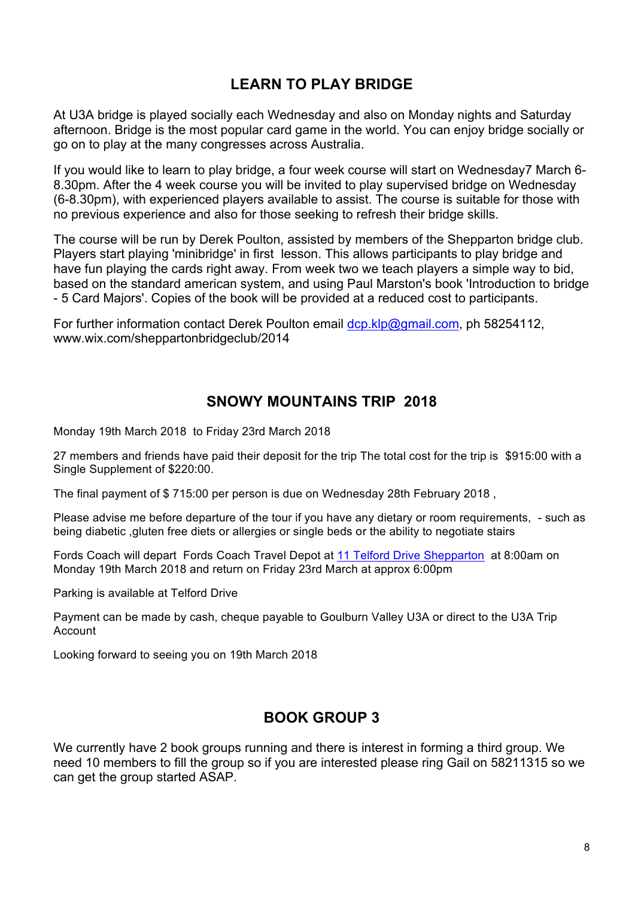## LEARN TO PLAY BRIDGE

At U3A bridge is played socially each Wednesday and also on Monday nights and Saturday afternoon. Bridge is the most popular card game in the world. You can enjoy bridge socially or go on to play at the many congresses across Australia.

If you would like to learn to play bridge, a four week course will start on Wednesday7 March 6-8.30pm. After the 4 week course you will be invited to play supervised bridge on Wednesday (6-8.30pm), with experienced players available to assist. The course is suitable for those with no previous experience and also for those seeking to refresh their bridge skills.

The course will be run by Derek Poulton, assisted by members of the Shepparton bridge club. Players start playing 'minibridge' in first lesson. This allows participants to play bridge and have fun playing the cards right away. From week two we teach players a simple way to bid, based on the standard american system, and using Paul Marston's book 'Introduction to bridge - 5 Card Majors'. Copies of the book will be provided at a reduced cost to participants.

For further information contact Derek Poulton email dcp.klp@gmail.com, ph 58254112, www.wix.com/sheppartonbridgeclub/2014

## SNOWY MOUNTAINS TRIP 2018

Monday 19th March 2018 to Friday 23rd March 2018

27 members and friends have paid their deposit for the trip The total cost for the trip is $915:00 with a Single Supplement of $220:00.

The final payment of $ 715:00 per person is due on Wednesday 28th February 2018 ,

Please advise me before departure of the tour if you have any dietary or room requirements, - such as being diabetic ,gluten free diets or allergies or single beds or the ability to negotiate stairs

Fords Coach will depart Fords Coach Travel Depot at 11 Telford Drive Shepparton at 8:00am on Monday 19th March 2018 and return on Friday 23rd March at approx 6:00pm

Parking is available at Telford Drive

Payment can be made by cash, cheque payable to Goulburn Valley U3A or direct to the U3A Trip Account

Looking forward to seeing you on 19th March 2018

## BOOK GROUP 3

We currently have 2 book groups running and there is interest in forming a third group. We need 10 members to fill the group so if you are interested please ring Gail on 58211315 so we can get the group started ASAP.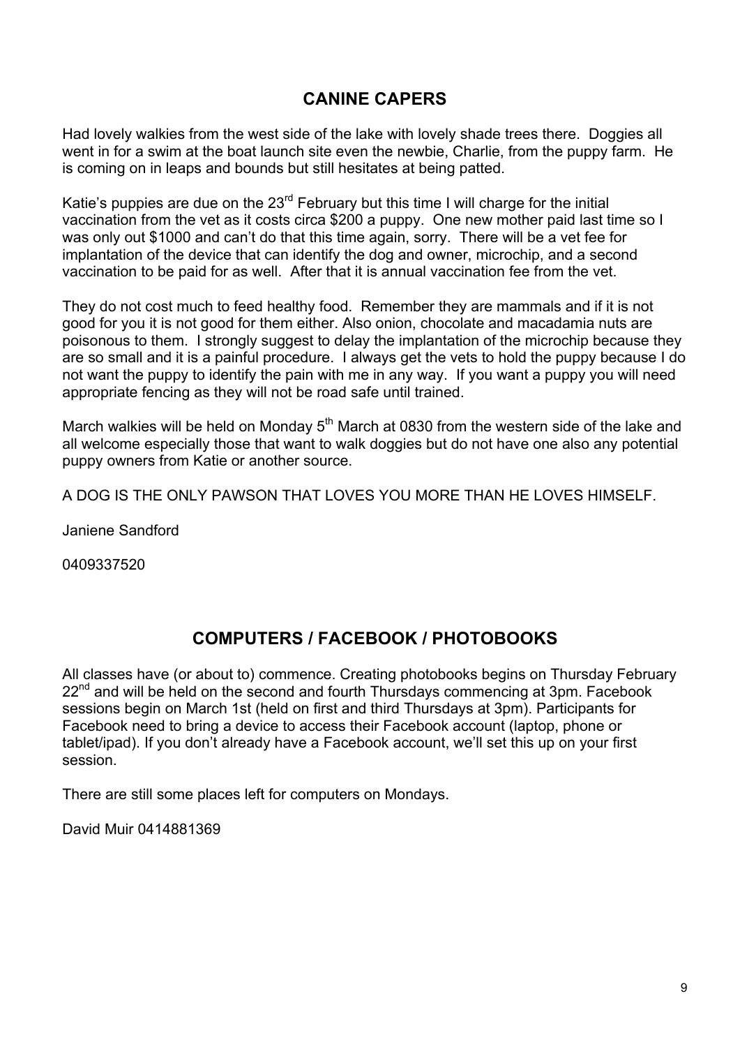## CANINE CAPERS

Had lovely walkies from the west side of the lake with lovely shade trees there. Doggies all went in for a swim at the boat launch site even the newbie, Charlie, from the puppy farm. He is coming on in leaps and bounds but still hesitates at being patted.

Katie's puppies are due on the 23rd February but this time I will charge for the initial vaccination from the vet as it costs circa $200 a puppy. One new mother paid last time so I was only out $1000 and can't do that this time again, sorry. There will be a vet fee for implantation of the device that can identify the dog and owner, microchip, and a second vaccination to be paid for as well. After that it is annual vaccination fee from the vet.

They do not cost much to feed healthy food. Remember they are mammals and if it is not good for you it is not good for them either. Also onion, chocolate and macadamia nuts are poisonous to them. I strongly suggest to delay the implantation of the microchip because they are so small and it is a painful procedure. I always get the vets to hold the puppy because I do not want the puppy to identify the pain with me in any way. If you want a puppy you will need appropriate fencing as they will not be road safe until trained.

March walkies will be held on Monday 5th March at 0830 from the western side of the lake and all welcome especially those that want to walk doggies but do not have one also any potential puppy owners from Katie or another source.

A DOG IS THE ONLY PAWSON THAT LOVES YOU MORE THAN HE LOVES HIMSELF.

Janiene Sandford

0409337520

## COMPUTERS / FACEBOOK / PHOTOBOOKS

All classes have (or about to) commence. Creating photobooks begins on Thursday February 22nd and will be held on the second and fourth Thursdays commencing at 3pm. Facebook sessions begin on March 1st (held on first and third Thursdays at 3pm). Participants for Facebook need to bring a device to access their Facebook account (laptop, phone or tablet/ipad). If you don't already have a Facebook account, we'll set this up on your first session.

There are still some places left for computers on Mondays.

David Muir 0414881369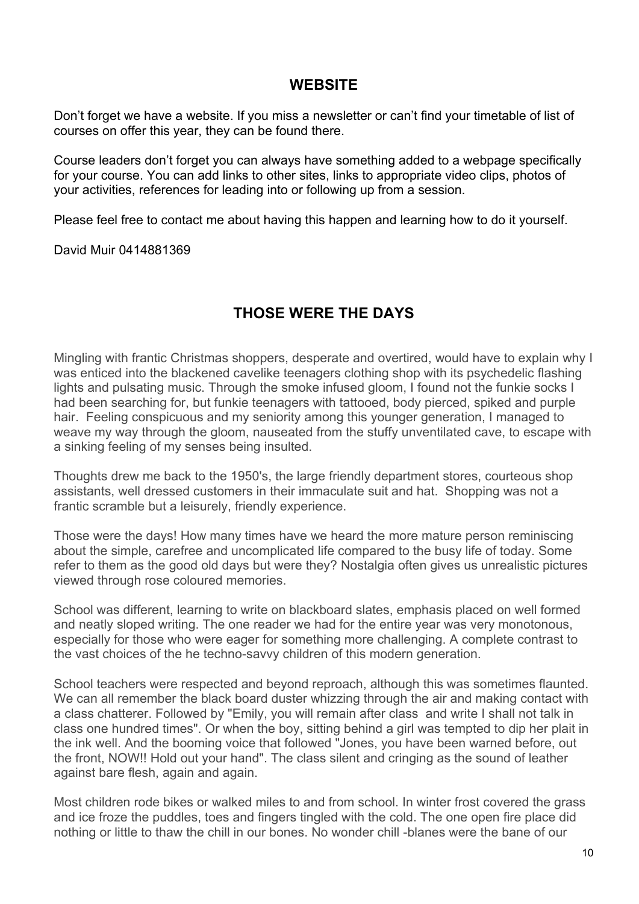## WEBSITE

Don't forget we have a website. If you miss a newsletter or can't find your timetable of list of courses on offer this year, they can be found there.

Course leaders don't forget you can always have something added to a webpage specifically for your course. You can add links to other sites, links to appropriate video clips, photos of your activities, references for leading into or following up from a session.

Please feel free to contact me about having this happen and learning how to do it yourself.

David Muir 0414881369

## THOSE WERE THE DAYS

Mingling with frantic Christmas shoppers, desperate and overtired, would have to explain why I was enticed into the blackened cavelike teenagers clothing shop with its psychedelic flashing lights and pulsating music. Through the smoke infused gloom, I found not the funkie socks I had been searching for, but funkie teenagers with tattooed, body pierced, spiked and purple hair. Feeling conspicuous and my seniority among this younger generation, I managed to weave my way through the gloom, nauseated from the stuffy unventilated cave, to escape with a sinking feeling of my senses being insulted.

Thoughts drew me back to the 1950's, the large friendly department stores, courteous shop assistants, well dressed customers in their immaculate suit and hat. Shopping was not a frantic scramble but a leisurely, friendly experience.

Those were the days! How many times have we heard the more mature person reminiscing about the simple, carefree and uncomplicated life compared to the busy life of today. Some refer to them as the good old days but were they? Nostalgia often gives us unrealistic pictures viewed through rose coloured memories.

School was different, learning to write on blackboard slates, emphasis placed on well formed and neatly sloped writing. The one reader we had for the entire year was very monotonous, especially for those who were eager for something more challenging. A complete contrast to the vast choices of the he techno-savvy children of this modern generation.

School teachers were respected and beyond reproach, although this was sometimes flaunted. We can all remember the black board duster whizzing through the air and making contact with a class chatterer. Followed by "Emily, you will remain after class and write I shall not talk in class one hundred times". Or when the boy, sitting behind a girl was tempted to dip her plait in the ink well. And the booming voice that followed "Jones, you have been warned before, out the front, NOW!! Hold out your hand". The class silent and cringing as the sound of leather against bare flesh, again and again.

Most children rode bikes or walked miles to and from school. In winter frost covered the grass and ice froze the puddles, toes and fingers tingled with the cold. The one open fire place did nothing or little to thaw the chill in our bones. No wonder chill -blanes were the bane of our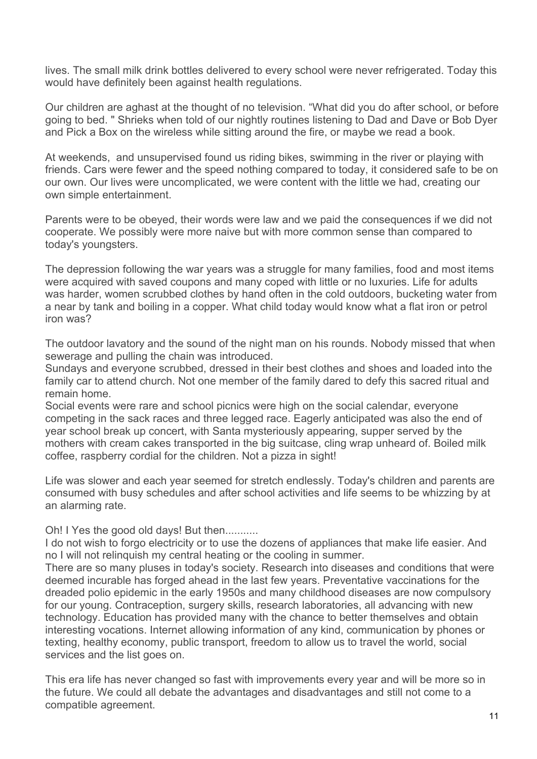lives. The small milk drink bottles delivered to every school were never refrigerated. Today this would have definitely been against health regulations.

Our children are aghast at the thought of no television. "What did you do after school, or before going to bed. " Shrieks when told of our nightly routines listening to Dad and Dave or Bob Dyer and Pick a Box on the wireless while sitting around the fire, or maybe we read a book.

At weekends,  and unsupervised found us riding bikes, swimming in the river or playing with friends. Cars were fewer and the speed nothing compared to today, it considered safe to be on our own. Our lives were uncomplicated, we were content with the little we had, creating our own simple entertainment.

Parents were to be obeyed, their words were law and we paid the consequences if we did not cooperate. We possibly were more naive but with more common sense than compared to today's youngsters.

The depression following the war years was a struggle for many families, food and most items were acquired with saved coupons and many coped with little or no luxuries. Life for adults was harder, women scrubbed clothes by hand often in the cold outdoors, bucketing water from a near by tank and boiling in a copper. What child today would know what a flat iron or petrol iron was?

The outdoor lavatory and the sound of the night man on his rounds. Nobody missed that when sewerage and pulling the chain was introduced.
Sundays and everyone scrubbed, dressed in their best clothes and shoes and loaded into the family car to attend church. Not one member of the family dared to defy this sacred ritual and remain home.
Social events were rare and school picnics were high on the social calendar, everyone competing in the sack races and three legged race. Eagerly anticipated was also the end of year school break up concert, with Santa mysteriously appearing, supper served by the mothers with cream cakes transported in the big suitcase, cling wrap unheard of. Boiled milk coffee, raspberry cordial for the children. Not a pizza in sight!

Life was slower and each year seemed for stretch endlessly. Today's children and parents are consumed with busy schedules and after school activities and life seems to be whizzing by at an alarming rate.

Oh! I Yes the good old days! But then...........
I do not wish to forgo electricity or to use the dozens of appliances that make life easier. And no I will not relinquish my central heating or the cooling in summer.
There are so many pluses in today's society. Research into diseases and conditions that were deemed incurable has forged ahead in the last few years. Preventative vaccinations for the dreaded polio epidemic in the early 1950s and many childhood diseases are now compulsory for our young. Contraception, surgery skills, research laboratories, all advancing with new technology. Education has provided many with the chance to better themselves and obtain interesting vocations. Internet allowing information of any kind, communication by phones or texting, healthy economy, public transport, freedom to allow us to travel the world, social services and the list goes on.

This era life has never changed so fast with improvements every year and will be more so in the future. We could all debate the advantages and disadvantages and still not come to a compatible agreement.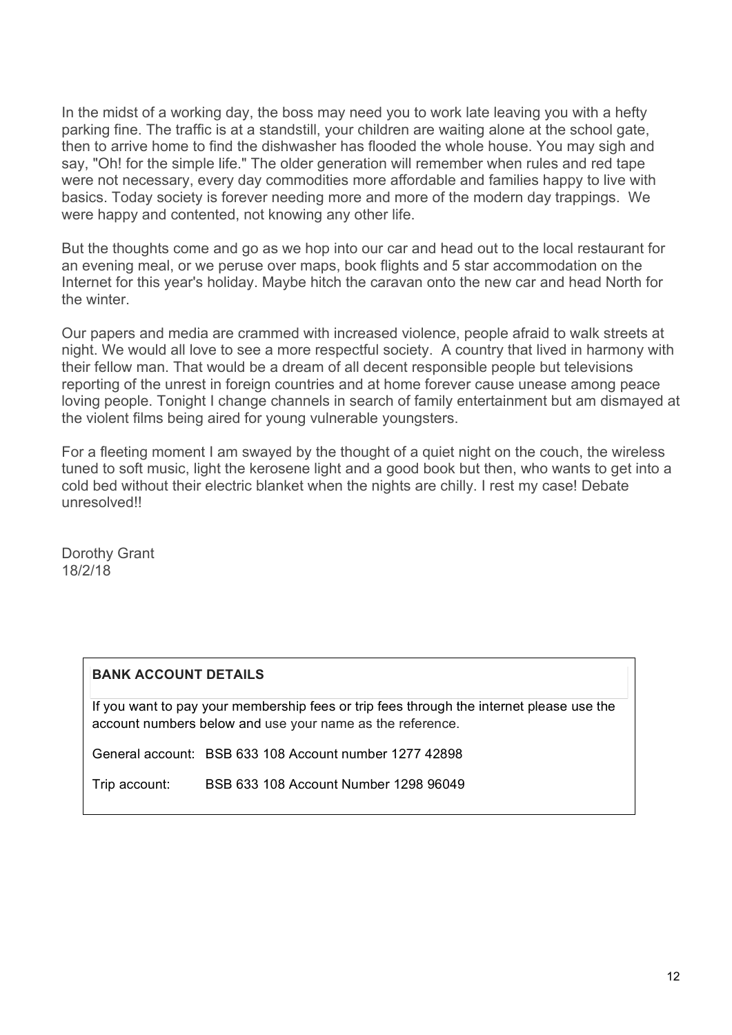In the midst of a working day, the boss may need you to work late leaving you with a hefty parking fine. The traffic is at a standstill, your children are waiting alone at the school gate, then to arrive home to find the dishwasher has flooded the whole house. You may sigh and say, "Oh! for the simple life." The older generation will remember when rules and red tape were not necessary, every day commodities more affordable and families happy to live with basics. Today society is forever needing more and more of the modern day trappings. We were happy and contented, not knowing any other life.

But the thoughts come and go as we hop into our car and head out to the local restaurant for an evening meal, or we peruse over maps, book flights and 5 star accommodation on the Internet for this year's holiday. Maybe hitch the caravan onto the new car and head North for the winter.

Our papers and media are crammed with increased violence, people afraid to walk streets at night. We would all love to see a more respectful society. A country that lived in harmony with their fellow man. That would be a dream of all decent responsible people but televisions reporting of the unrest in foreign countries and at home forever cause unease among peace loving people. Tonight I change channels in search of family entertainment but am dismayed at the violent films being aired for young vulnerable youngsters.

For a fleeting moment I am swayed by the thought of a quiet night on the couch, the wireless tuned to soft music, light the kerosene light and a good book but then, who wants to get into a cold bed without their electric blanket when the nights are chilly. I rest my case! Debate unresolved!!

Dorothy Grant
18/2/18

**BANK ACCOUNT DETAILS**

If you want to pay your membership fees or trip fees through the internet please use the account numbers below and use your name as the reference.

General account: BSB 633 108 Account number 1277 42898

Trip account: BSB 633 108 Account Number 1298 96049